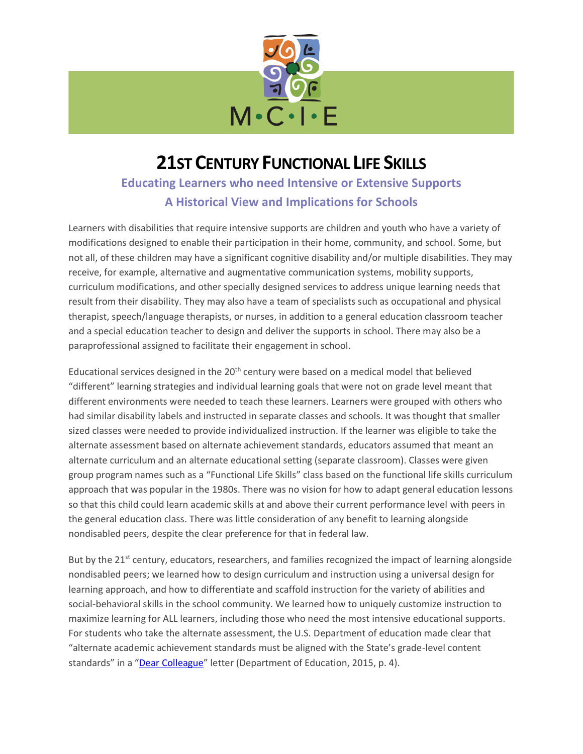# 21ST CENTURY FUNCTIONAL LIFE SKILLS

## Educating Learners who need Intensive or Extensive Supports
## A Historical View and Implications for Schools

Learners with disabilities that require intensive supports are children and youth who have a variety of modifications designed to enable their participation in their home, community, and school. Some, but not all, of these children may have a significant cognitive disability and/or multiple disabilities. They may receive, for example, alternative and augmentative communication systems, mobility supports, curriculum modifications, and other specially designed services to address unique learning needs that result from their disability. They may also have a team of specialists such as occupational and physical therapist, speech/language therapists, or nurses, in addition to a general education classroom teacher and a special education teacher to design and deliver the supports in school. There may also be a paraprofessional assigned to facilitate their engagement in school.

Educational services designed in the 20th century were based on a medical model that believed "different" learning strategies and individual learning goals that were not on grade level meant that different environments were needed to teach these learners. Learners were grouped with others who had similar disability labels and instructed in separate classes and schools. It was thought that smaller sized classes were needed to provide individualized instruction. If the learner was eligible to take the alternate assessment based on alternate achievement standards, educators assumed that meant an alternate curriculum and an alternate educational setting (separate classroom). Classes were given group program names such as a "Functional Life Skills" class based on the functional life skills curriculum approach that was popular in the 1980s. There was no vision for how to adapt general education lessons so that this child could learn academic skills at and above their current performance level with peers in the general education class. There was little consideration of any benefit to learning alongside nondisabled peers, despite the clear preference for that in federal law.

But by the 21st century, educators, researchers, and families recognized the impact of learning alongside nondisabled peers; we learned how to design curriculum and instruction using a universal design for learning approach, and how to differentiate and scaffold instruction for the variety of abilities and social-behavioral skills in the school community. We learned how to uniquely customize instruction to maximize learning for ALL learners, including those who need the most intensive educational supports. For students who take the alternate assessment, the U.S. Department of education made clear that "alternate academic achievement standards must be aligned with the State's grade-level content standards" in a "Dear Colleague" letter (Department of Education, 2015, p. 4).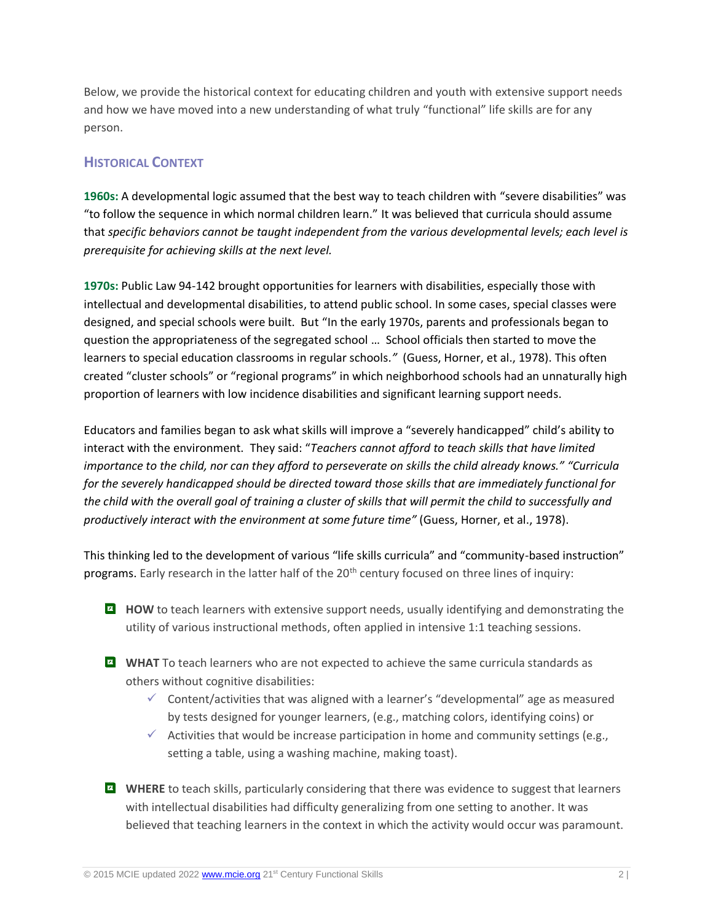Below, we provide the historical context for educating children and youth with extensive support needs and how we have moved into a new understanding of what truly "functional" life skills are for any person.

## Historical Context

**1960s:** A developmental logic assumed that the best way to teach children with "severe disabilities" was "to follow the sequence in which normal children learn." It was believed that curricula should assume that *specific behaviors cannot be taught independent from the various developmental levels; each level is prerequisite for achieving skills at the next level.*

**1970s:** Public Law 94-142 brought opportunities for learners with disabilities, especially those with intellectual and developmental disabilities, to attend public school. In some cases, special classes were designed, and special schools were built. But "In the early 1970s, parents and professionals began to question the appropriateness of the segregated school … School officials then started to move the learners to special education classrooms in regular schools.*"* (Guess, Horner, et al., 1978). This often created "cluster schools" or "regional programs" in which neighborhood schools had an unnaturally high proportion of learners with low incidence disabilities and significant learning support needs.

Educators and families began to ask what skills will improve a "severely handicapped" child's ability to interact with the environment. They said: "*Teachers cannot afford to teach skills that have limited importance to the child, nor can they afford to perseverate on skills the child already knows." "Curricula for the severely handicapped should be directed toward those skills that are immediately functional for the child with the overall goal of training a cluster of skills that will permit the child to successfully and productively interact with the environment at some future time"* (Guess, Horner, et al., 1978).

This thinking led to the development of various "life skills curricula" and "community-based instruction" programs. Early research in the latter half of the 20th century focused on three lines of inquiry:

- **HOW** to teach learners with extensive support needs, usually identifying and demonstrating the utility of various instructional methods, often applied in intensive 1:1 teaching sessions.

- **WHAT** To teach learners who are not expected to achieve the same curricula standards as others without cognitive disabilities:
  - ✓ Content/activities that was aligned with a learner's "developmental" age as measured by tests designed for younger learners, (e.g., matching colors, identifying coins) or
  - ✓ Activities that would be increase participation in home and community settings (e.g., setting a table, using a washing machine, making toast).

- **WHERE** to teach skills, particularly considering that there was evidence to suggest that learners with intellectual disabilities had difficulty generalizing from one setting to another. It was believed that teaching learners in the context in which the activity would occur was paramount.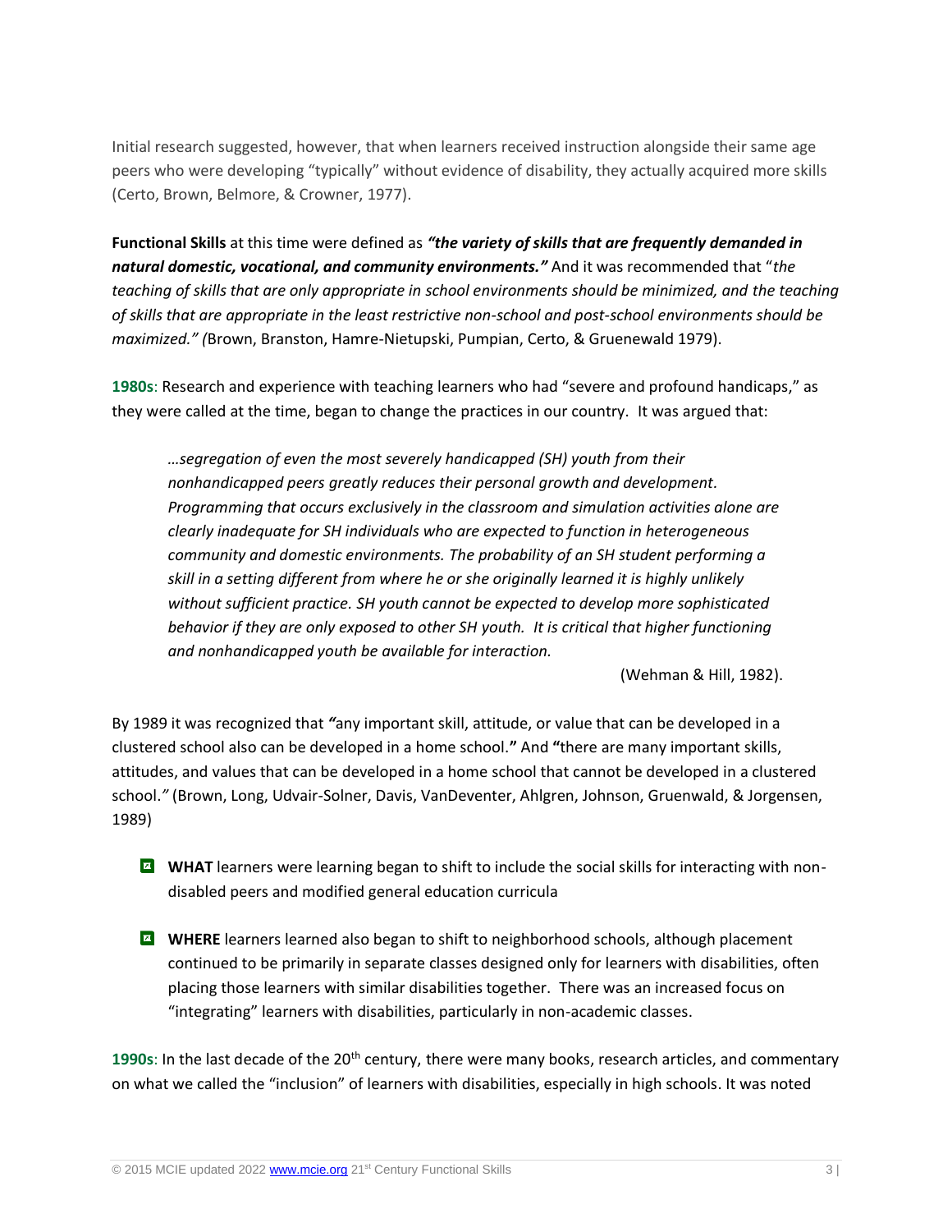Initial research suggested, however, that when learners received instruction alongside their same age peers who were developing "typically" without evidence of disability, they actually acquired more skills (Certo, Brown, Belmore, & Crowner, 1977).

**Functional Skills** at this time were defined as ***"the variety of skills that are frequently demanded in natural domestic, vocational, and community environments."*** And it was recommended that "*the teaching of skills that are only appropriate in school environments should be minimized, and the teaching of skills that are appropriate in the least restrictive non-school and post-school environments should be maximized." (*Brown, Branston, Hamre-Nietupski, Pumpian, Certo, & Gruenewald 1979).

**1980s**: Research and experience with teaching learners who had "severe and profound handicaps," as they were called at the time, began to change the practices in our country. It was argued that:

> *…segregation of even the most severely handicapped (SH) youth from their nonhandicapped peers greatly reduces their personal growth and development. Programming that occurs exclusively in the classroom and simulation activities alone are clearly inadequate for SH individuals who are expected to function in heterogeneous community and domestic environments. The probability of an SH student performing a skill in a setting different from where he or she originally learned it is highly unlikely without sufficient practice. SH youth cannot be expected to develop more sophisticated behavior if they are only exposed to other SH youth. It is critical that higher functioning and nonhandicapped youth be available for interaction.*
>
> (Wehman & Hill, 1982).

By 1989 it was recognized that *"*any important skill, attitude, or value that can be developed in a clustered school also can be developed in a home school.**"** And **"**there are many important skills, attitudes, and values that can be developed in a home school that cannot be developed in a clustered school.*"* (Brown, Long, Udvair-Solner, Davis, VanDeventer, Ahlgren, Johnson, Gruenwald, & Jorgensen, 1989)

- **WHAT** learners were learning began to shift to include the social skills for interacting with non-disabled peers and modified general education curricula
- **WHERE** learners learned also began to shift to neighborhood schools, although placement continued to be primarily in separate classes designed only for learners with disabilities, often placing those learners with similar disabilities together. There was an increased focus on "integrating" learners with disabilities, particularly in non-academic classes.

**1990s**: In the last decade of the 20th century, there were many books, research articles, and commentary on what we called the "inclusion" of learners with disabilities, especially in high schools. It was noted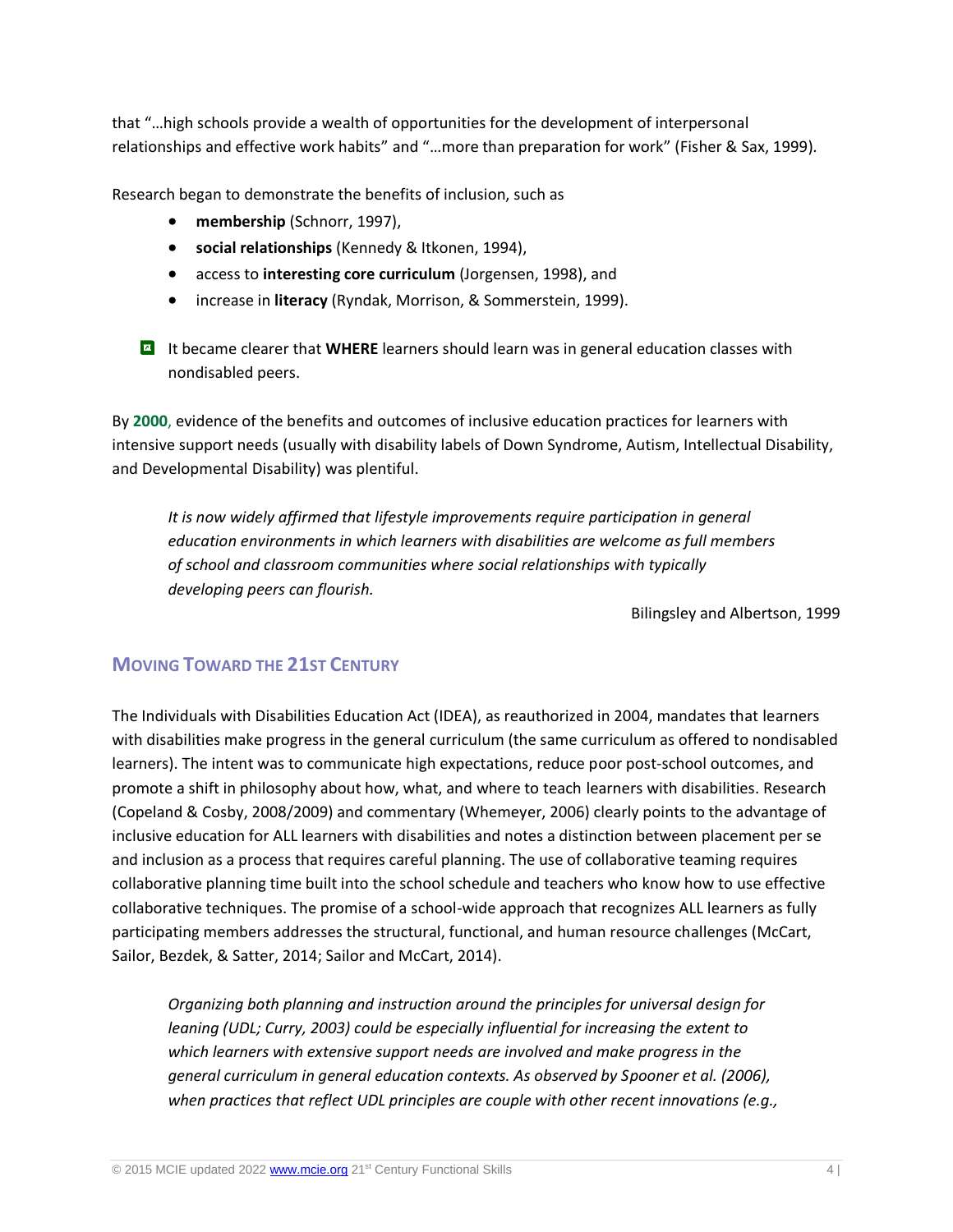that "…high schools provide a wealth of opportunities for the development of interpersonal relationships and effective work habits" and "…more than preparation for work" (Fisher & Sax, 1999).

Research began to demonstrate the benefits of inclusion, such as

- **membership** (Schnorr, 1997),
- **social relationships** (Kennedy & Itkonen, 1994),
- access to **interesting core curriculum** (Jorgensen, 1998), and
- increase in **literacy** (Ryndak, Morrison, & Sommerstein, 1999).

It became clearer that **WHERE** learners should learn was in general education classes with nondisabled peers.

By **2000**, evidence of the benefits and outcomes of inclusive education practices for learners with intensive support needs (usually with disability labels of Down Syndrome, Autism, Intellectual Disability, and Developmental Disability) was plentiful.

> *It is now widely affirmed that lifestyle improvements require participation in general education environments in which learners with disabilities are welcome as full members of school and classroom communities where social relationships with typically developing peers can flourish.*
>
> Bilingsley and Albertson, 1999

## Moving Toward the 21st Century

The Individuals with Disabilities Education Act (IDEA), as reauthorized in 2004, mandates that learners with disabilities make progress in the general curriculum (the same curriculum as offered to nondisabled learners). The intent was to communicate high expectations, reduce poor post-school outcomes, and promote a shift in philosophy about how, what, and where to teach learners with disabilities. Research (Copeland & Cosby, 2008/2009) and commentary (Whemeyer, 2006) clearly points to the advantage of inclusive education for ALL learners with disabilities and notes a distinction between placement per se and inclusion as a process that requires careful planning. The use of collaborative teaming requires collaborative planning time built into the school schedule and teachers who know how to use effective collaborative techniques. The promise of a school-wide approach that recognizes ALL learners as fully participating members addresses the structural, functional, and human resource challenges (McCart, Sailor, Bezdek, & Satter, 2014; Sailor and McCart, 2014).

> *Organizing both planning and instruction around the principles for universal design for leaning (UDL; Curry, 2003) could be especially influential for increasing the extent to which learners with extensive support needs are involved and make progress in the general curriculum in general education contexts. As observed by Spooner et al. (2006), when practices that reflect UDL principles are couple with other recent innovations (e.g.,*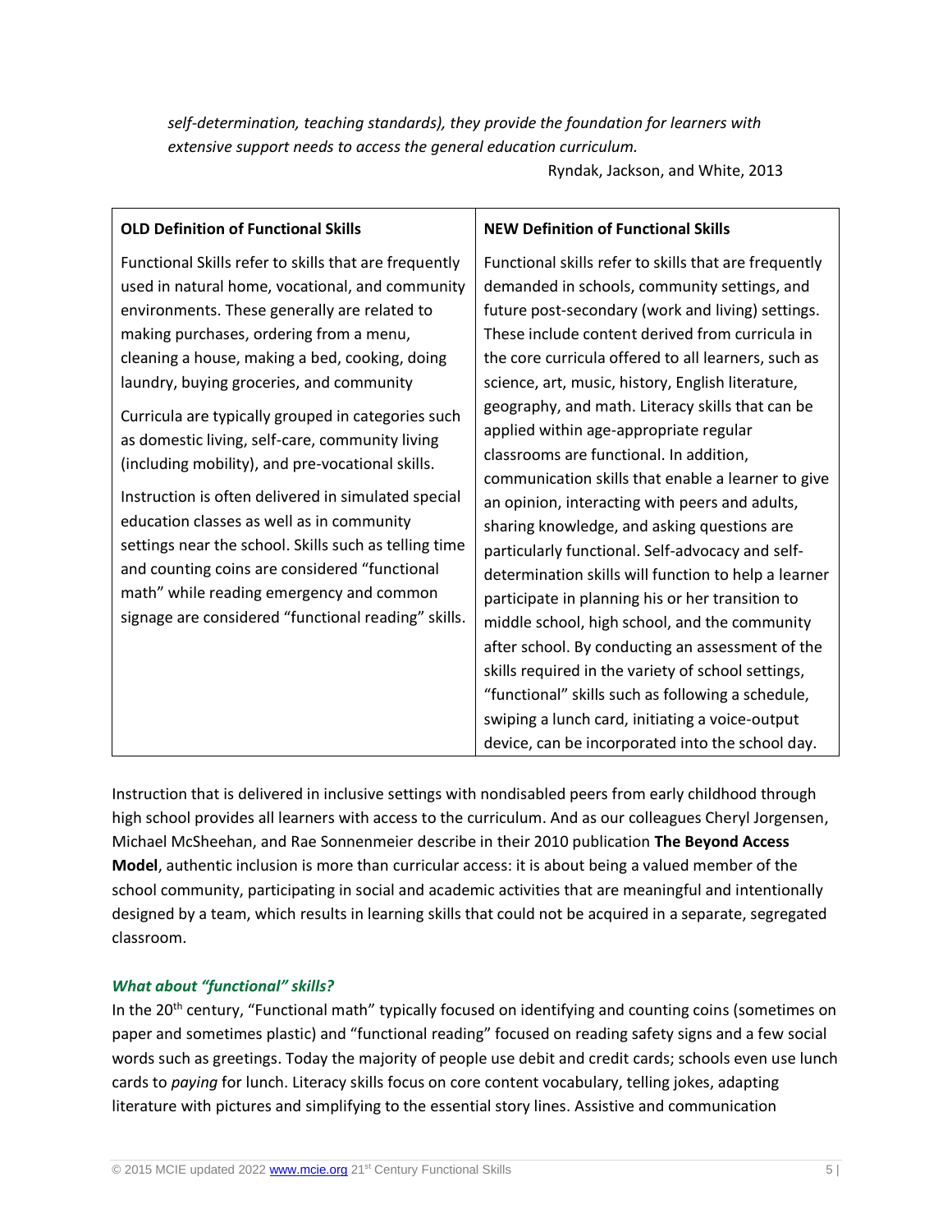*self-determination, teaching standards), they provide the foundation for learners with extensive support needs to access the general education curriculum.*

Ryndak, Jackson, and White, 2013

| **OLD Definition of Functional Skills** | **NEW Definition of Functional Skills** |
|---|---|
| Functional Skills refer to skills that are frequently used in natural home, vocational, and community environments. These generally are related to making purchases, ordering from a menu, cleaning a house, making a bed, cooking, doing laundry, buying groceries, and community<br><br>Curricula are typically grouped in categories such as domestic living, self-care, community living (including mobility), and pre-vocational skills.<br><br>Instruction is often delivered in simulated special education classes as well as in community settings near the school. Skills such as telling time and counting coins are considered "functional math" while reading emergency and common signage are considered "functional reading" skills. | Functional skills refer to skills that are frequently demanded in schools, community settings, and future post-secondary (work and living) settings. These include content derived from curricula in the core curricula offered to all learners, such as science, art, music, history, English literature, geography, and math. Literacy skills that can be applied within age-appropriate regular classrooms are functional. In addition, communication skills that enable a learner to give an opinion, interacting with peers and adults, sharing knowledge, and asking questions are particularly functional. Self-advocacy and self-determination skills will function to help a learner participate in planning his or her transition to middle school, high school, and the community after school. By conducting an assessment of the skills required in the variety of school settings, "functional" skills such as following a schedule, swiping a lunch card, initiating a voice-output device, can be incorporated into the school day. |

Instruction that is delivered in inclusive settings with nondisabled peers from early childhood through high school provides all learners with access to the curriculum. And as our colleagues Cheryl Jorgensen, Michael McSheehan, and Rae Sonnenmeier describe in their 2010 publication **The Beyond Access Model**, authentic inclusion is more than curricular access: it is about being a valued member of the school community, participating in social and academic activities that are meaningful and intentionally designed by a team, which results in learning skills that could not be acquired in a separate, segregated classroom.

### *What about "functional" skills?*

In the 20th century, "Functional math" typically focused on identifying and counting coins (sometimes on paper and sometimes plastic) and "functional reading" focused on reading safety signs and a few social words such as greetings. Today the majority of people use debit and credit cards; schools even use lunch cards to *paying* for lunch. Literacy skills focus on core content vocabulary, telling jokes, adapting literature with pictures and simplifying to the essential story lines. Assistive and communication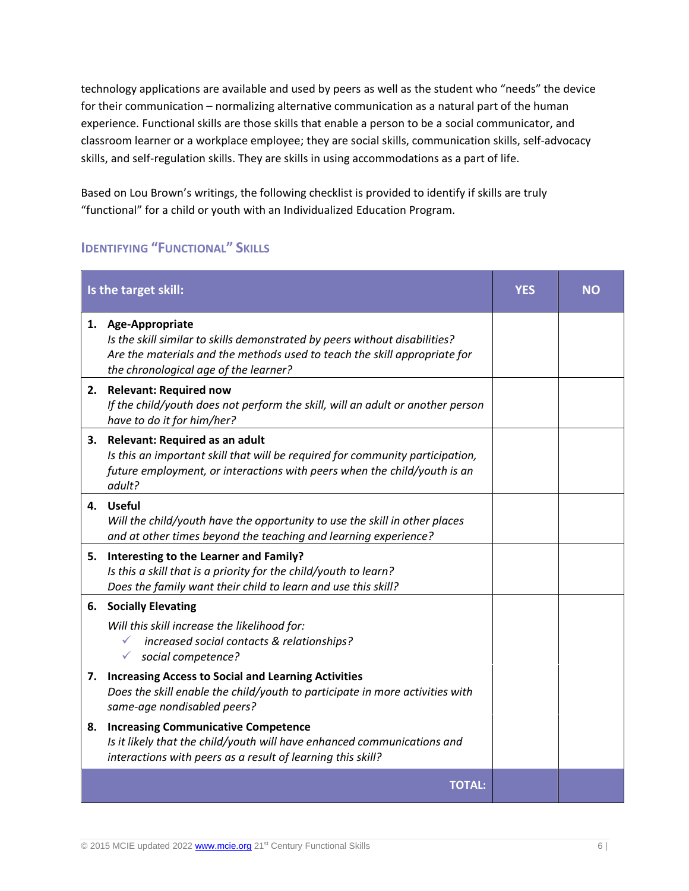technology applications are available and used by peers as well as the student who "needs" the device for their communication – normalizing alternative communication as a natural part of the human experience. Functional skills are those skills that enable a person to be a social communicator, and classroom learner or a workplace employee; they are social skills, communication skills, self-advocacy skills, and self-regulation skills. They are skills in using accommodations as a part of life.

Based on Lou Brown's writings, the following checklist is provided to identify if skills are truly "functional" for a child or youth with an Individualized Education Program.

### Identifying "Functional" Skills

| Is the target skill: | YES | NO |
|---|---|---|
| **1. Age-Appropriate**<br>*Is the skill similar to skills demonstrated by peers without disabilities? Are the materials and the methods used to teach the skill appropriate for the chronological age of the learner?* | | |
| **2. Relevant: Required now**<br>*If the child/youth does not perform the skill, will an adult or another person have to do it for him/her?* | | |
| **3. Relevant: Required as an adult**<br>*Is this an important skill that will be required for community participation, future employment, or interactions with peers when the child/youth is an adult?* | | |
| **4. Useful**<br>*Will the child/youth have the opportunity to use the skill in other places and at other times beyond the teaching and learning experience?* | | |
| **5. Interesting to the Learner and Family?**<br>*Is this a skill that is a priority for the child/youth to learn? Does the family want their child to learn and use this skill?* | | |
| **6. Socially Elevating**<br>*Will this skill increase the likelihood for:*<br>✓ *increased social contacts & relationships?*<br>✓ *social competence?* | | |
| **7. Increasing Access to Social and Learning Activities**<br>*Does the skill enable the child/youth to participate in more activities with same-age nondisabled peers?* | | |
| **8. Increasing Communicative Competence**<br>*Is it likely that the child/youth will have enhanced communications and interactions with peers as a result of learning this skill?* | | |
| **TOTAL:** | | |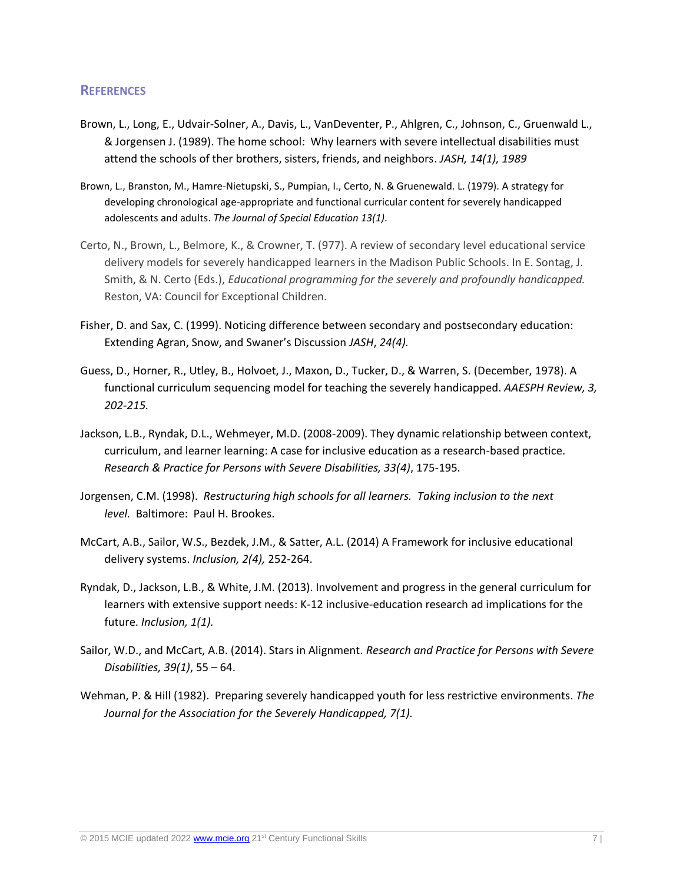## References

Brown, L., Long, E., Udvair-Solner, A., Davis, L., VanDeventer, P., Ahlgren, C., Johnson, C., Gruenwald L., & Jorgensen J. (1989). The home school: Why learners with severe intellectual disabilities must attend the schools of ther brothers, sisters, friends, and neighbors. *JASH, 14(1), 1989*

Brown, L., Branston, M., Hamre-Nietupski, S., Pumpian, I., Certo, N. & Gruenewald. L. (1979). A strategy for developing chronological age-appropriate and functional curricular content for severely handicapped adolescents and adults. *The Journal of Special Education 13(1)*.

Certo, N., Brown, L., Belmore, K., & Crowner, T. (977). A review of secondary level educational service delivery models for severely handicapped learners in the Madison Public Schools. In E. Sontag, J. Smith, & N. Certo (Eds.), *Educational programming for the severely and profoundly handicapped.* Reston, VA: Council for Exceptional Children.

Fisher, D. and Sax, C. (1999). Noticing difference between secondary and postsecondary education: Extending Agran, Snow, and Swaner's Discussion *JASH*, *24(4).*

Guess, D., Horner, R., Utley, B., Holvoet, J., Maxon, D., Tucker, D., & Warren, S. (December, 1978). A functional curriculum sequencing model for teaching the severely handicapped. *AAESPH Review, 3, 202-215.*

Jackson, L.B., Ryndak, D.L., Wehmeyer, M.D. (2008-2009). They dynamic relationship between context, curriculum, and learner learning: A case for inclusive education as a research-based practice. *Research & Practice for Persons with Severe Disabilities, 33(4)*, 175-195.

Jorgensen, C.M. (1998). *Restructuring high schools for all learners. Taking inclusion to the next level.* Baltimore: Paul H. Brookes.

McCart, A.B., Sailor, W.S., Bezdek, J.M., & Satter, A.L. (2014) A Framework for inclusive educational delivery systems. *Inclusion, 2(4),* 252-264.

Ryndak, D., Jackson, L.B., & White, J.M. (2013). Involvement and progress in the general curriculum for learners with extensive support needs: K-12 inclusive-education research ad implications for the future. *Inclusion, 1(1).*

Sailor, W.D., and McCart, A.B. (2014). Stars in Alignment. *Research and Practice for Persons with Severe Disabilities, 39(1)*, 55 – 64.

Wehman, P. & Hill (1982). Preparing severely handicapped youth for less restrictive environments. *The Journal for the Association for the Severely Handicapped, 7(1).*